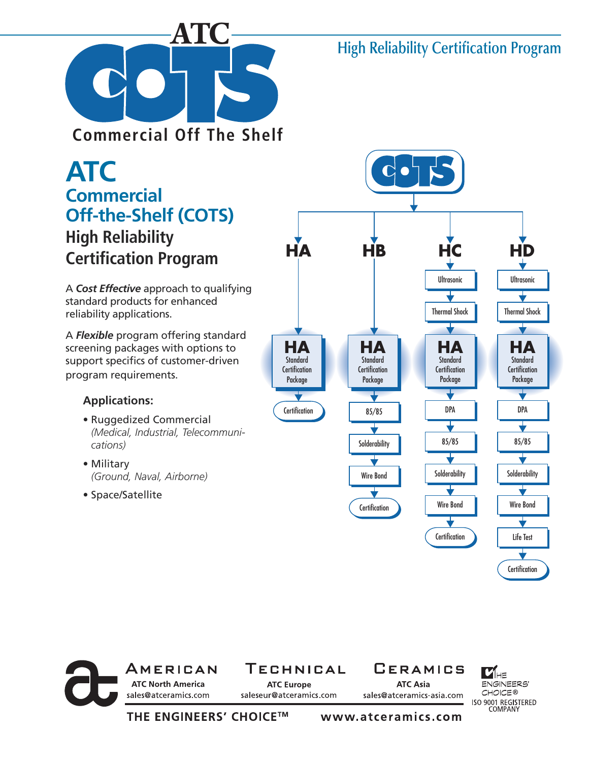# ATC COTS

Commercial Off The Shelf

High Reliability Certification Program

## ATC
## Commercial Off-the-Shelf (COTS)
## High Reliability Certification Program

A ***Cost Effective*** approach to qualifying standard products for enhanced reliability applications.

A ***Flexible*** program offering standard screening packages with options to support specifics of customer-driven program requirements.

### Applications:

- Ruggedized Commercial
  *(Medical, Industrial, Telecommunications)*
- Military
  *(Ground, Naval, Airborne)*
- Space/Satellite

COTS

| HA | HB | HC | HD |
|---|---|---|---|
| | | Ultrasonic | Ultrasonic |
| | | Thermal Shock | Thermal Shock |
| HA Standard Certification Package | HA Standard Certification Package | HA Standard Certification Package | HA Standard Certification Package |
| Certification | 85/85 | DPA | DPA |
| | Solderability | 85/85 | 85/85 |
| | Wire Bond | Solderability | Solderability |
| | Certification | Wire Bond | Wire Bond |
| | | Certification | Life Test |
| | | | Certification |

AMERICAN TECHNICAL CERAMICS

ATC North America
sales@atceramics.com

ATC Europe
saleseur@atceramics.com

ATC Asia
sales@atceramics-asia.com

THE ENGINEERS' CHOICE®
ISO 9001 REGISTERED COMPANY

THE ENGINEERS' CHOICE™ www.atceramics.com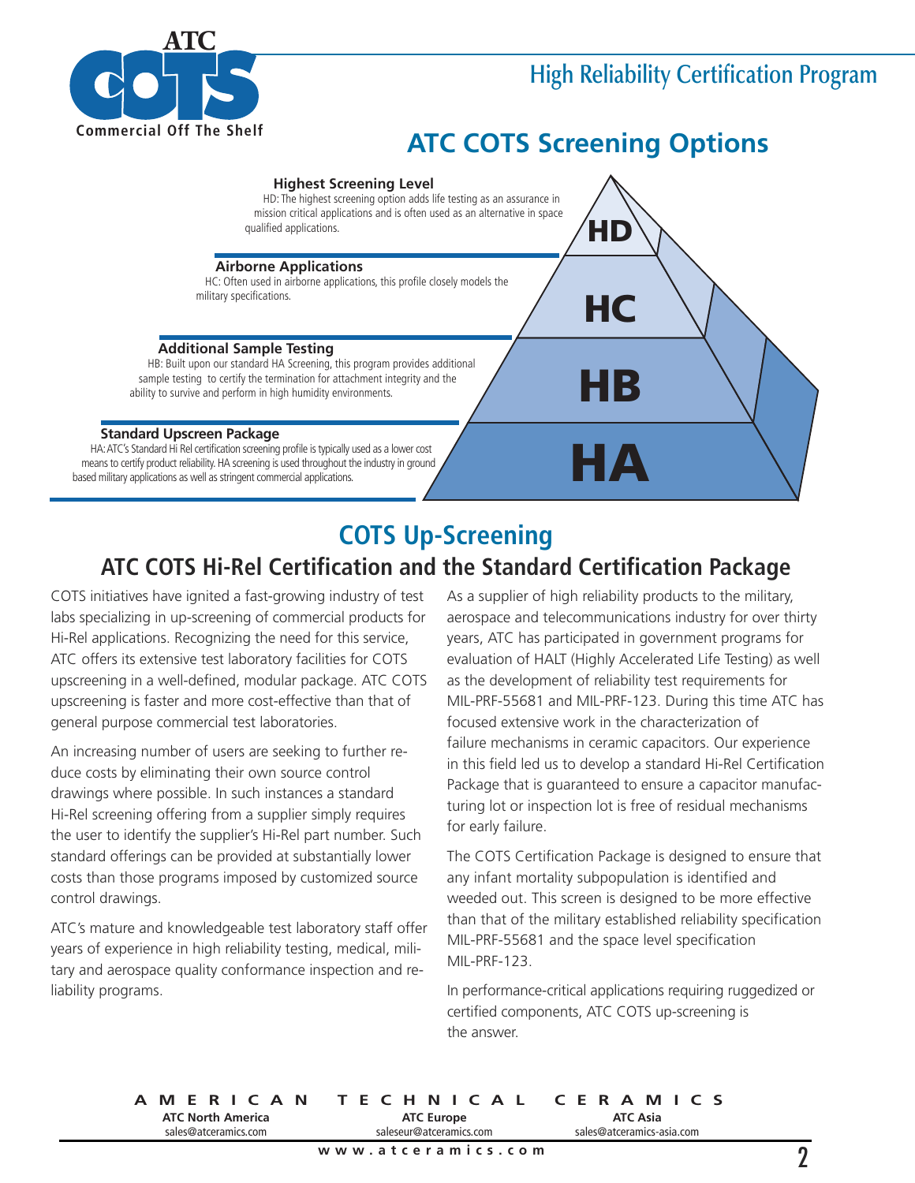High Reliability Certification Program

# ATC COTS Screening Options

**Highest Screening Level**

HD: The highest screening option adds life testing as an assurance in mission critical applications and is often used as an alternative in space qualified applications.

**Airborne Applications**

HC: Often used in airborne applications, this profile closely models the military specifications.

**Additional Sample Testing**

HB: Built upon our standard HA Screening, this program provides additional sample testing to certify the termination for attachment integrity and the ability to survive and perform in high humidity environments.

**Standard Upscreen Package**

HA: ATC's Standard Hi Rel certification screening profile is typically used as a lower cost means to certify product reliability. HA screening is used throughout the industry in ground based military applications as well as stringent commercial applications.

HD

HC

HB

HA

## COTS Up-Screening

## ATC COTS Hi-Rel Certification and the Standard Certification Package

COTS initiatives have ignited a fast-growing industry of test labs specializing in up-screening of commercial products for Hi-Rel applications. Recognizing the need for this service, ATC offers its extensive test laboratory facilities for COTS upscreening in a well-defined, modular package. ATC COTS upscreening is faster and more cost-effective than that of general purpose commercial test laboratories.

An increasing number of users are seeking to further reduce costs by eliminating their own source control drawings where possible. In such instances a standard Hi-Rel screening offering from a supplier simply requires the user to identify the supplier's Hi-Rel part number. Such standard offerings can be provided at substantially lower costs than those programs imposed by customized source control drawings.

ATC's mature and knowledgeable test laboratory staff offer years of experience in high reliability testing, medical, military and aerospace quality conformance inspection and reliability programs.

As a supplier of high reliability products to the military, aerospace and telecommunications industry for over thirty years, ATC has participated in government programs for evaluation of HALT (Highly Accelerated Life Testing) as well as the development of reliability test requirements for MIL-PRF-55681 and MIL-PRF-123. During this time ATC has focused extensive work in the characterization of failure mechanisms in ceramic capacitors. Our experience in this field led us to develop a standard Hi-Rel Certification Package that is guaranteed to ensure a capacitor manufacturing lot or inspection lot is free of residual mechanisms for early failure.

The COTS Certification Package is designed to ensure that any infant mortality subpopulation is identified and weeded out. This screen is designed to be more effective than that of the military established reliability specification MIL-PRF-55681 and the space level specification MIL-PRF-123.

In performance-critical applications requiring ruggedized or certified components, ATC COTS up-screening is the answer.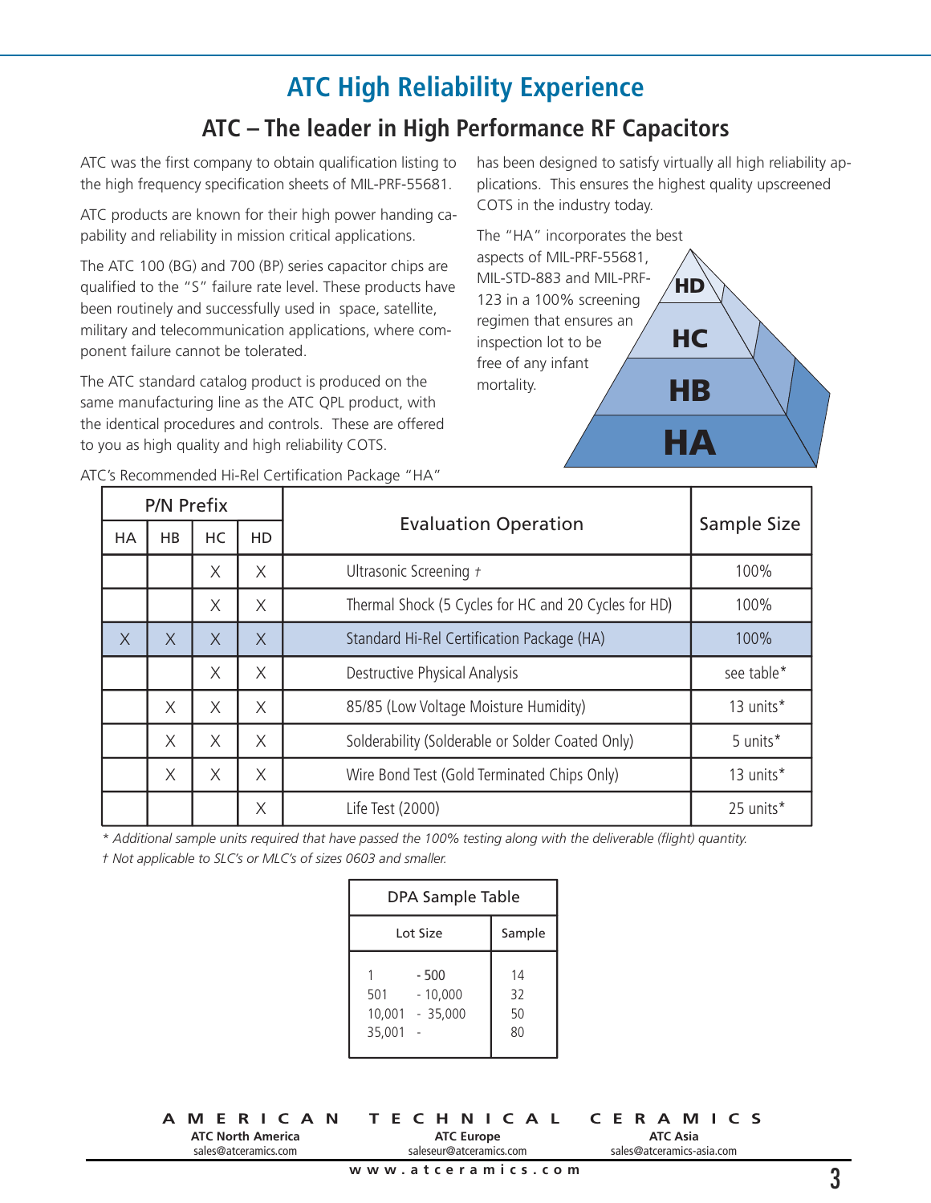# ATC High Reliability Experience

## ATC – The leader in High Performance RF Capacitors

ATC was the first company to obtain qualification listing to the high frequency specification sheets of MIL-PRF-55681.

ATC products are known for their high power handing capability and reliability in mission critical applications.

The ATC 100 (BG) and 700 (BP) series capacitor chips are qualified to the "S" failure rate level. These products have been routinely and successfully used in space, satellite, military and telecommunication applications, where component failure cannot be tolerated.

The ATC standard catalog product is produced on the same manufacturing line as the ATC QPL product, with the identical procedures and controls. These are offered to you as high quality and high reliability COTS.

ATC's Recommended Hi-Rel Certification Package "HA" has been designed to satisfy virtually all high reliability applications. This ensures the highest quality upscreened COTS in the industry today.

The "HA" incorporates the best aspects of MIL-PRF-55681, MIL-STD-883 and MIL-PRF-123 in a 100% screening regimen that ensures an inspection lot to be free of any infant mortality.

HD
HC
HB
HA

| P/N Prefix | | | | Evaluation Operation | Sample Size |
|---|---|---|---|---|---|
| HA | HB | HC | HD | | |
| | | X | X | Ultrasonic Screening † | 100% |
| | | X | X | Thermal Shock (5 Cycles for HC and 20 Cycles for HD) | 100% |
| X | X | X | X | Standard Hi-Rel Certification Package (HA) | 100% |
| | | X | X | Destructive Physical Analysis | see table* |
| | X | X | X | 85/85 (Low Voltage Moisture Humidity) | 13 units* |
| | X | X | X | Solderability (Solderable or Solder Coated Only) | 5 units* |
| | X | X | X | Wire Bond Test (Gold Terminated Chips Only) | 13 units* |
| | | | X | Life Test (2000) | 25 units* |

*\* Additional sample units required that have passed the 100% testing along with the deliverable (flight) quantity.*

*† Not applicable to SLC's or MLC's of sizes 0603 and smaller.*

| DPA Sample Table | |
|---|---|
| Lot Size | Sample |
| 1 - 500 | 14 |
| 501 - 10,000 | 32 |
| 10,001 - 35,000 | 50 |
| 35,001 - | 80 |

**AMERICAN TECHNICAL CERAMICS**

**ATC North America** sales@atceramics.com
**ATC Europe** saleseur@atceramics.com
**ATC Asia** sales@atceramics-asia.com

www.atceramics.com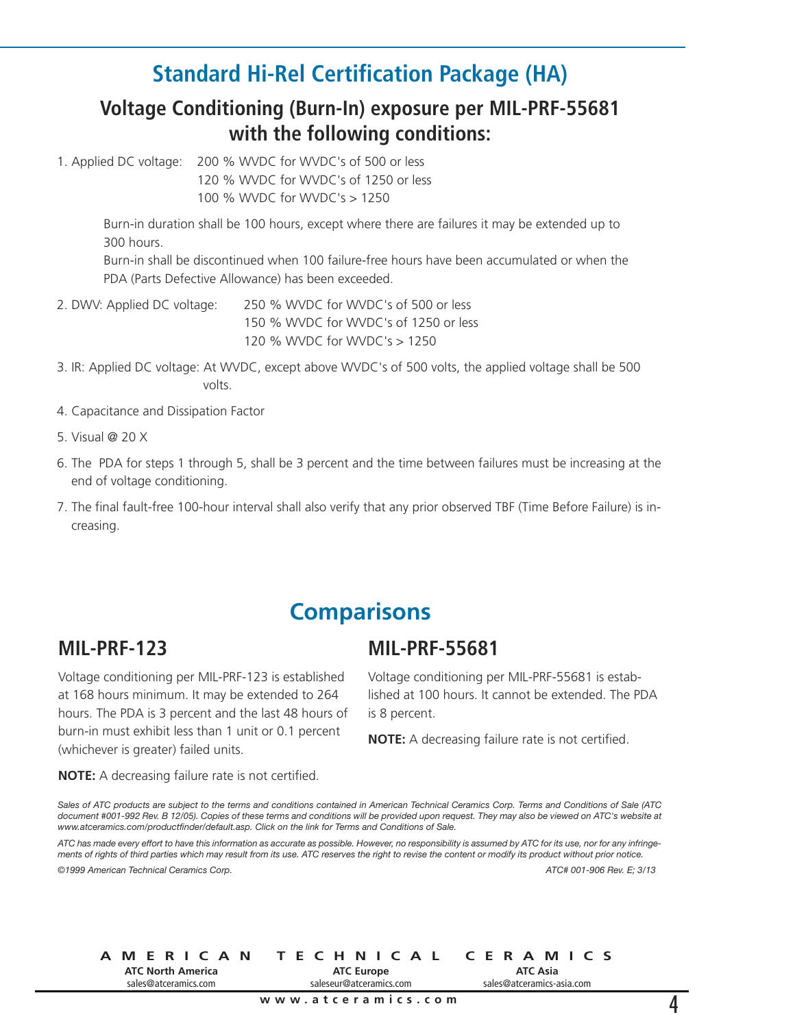## Standard Hi-Rel Certification Package (HA)

### Voltage Conditioning (Burn-In) exposure per MIL-PRF-55681 with the following conditions:

1. Applied DC voltage: 200 % WVDC for WVDC's of 500 or less
   120 % WVDC for WVDC's of 1250 or less
   100 % WVDC for WVDC's > 1250

   Burn-in duration shall be 100 hours, except where there are failures it may be extended up to 300 hours.
   Burn-in shall be discontinued when 100 failure-free hours have been accumulated or when the PDA (Parts Defective Allowance) has been exceeded.

2. DWV: Applied DC voltage: 250 % WVDC for WVDC's of 500 or less
   150 % WVDC for WVDC's of 1250 or less
   120 % WVDC for WVDC's > 1250

3. IR: Applied DC voltage: At WVDC, except above WVDC's of 500 volts, the applied voltage shall be 500 volts.

4. Capacitance and Dissipation Factor

5. Visual @ 20 X

6. The PDA for steps 1 through 5, shall be 3 percent and the time between failures must be increasing at the end of voltage conditioning.

7. The final fault-free 100-hour interval shall also verify that any prior observed TBF (Time Before Failure) is increasing.

## Comparisons

### MIL-PRF-123

Voltage conditioning per MIL-PRF-123 is established at 168 hours minimum. It may be extended to 264 hours. The PDA is 3 percent and the last 48 hours of burn-in must exhibit less than 1 unit or 0.1 percent (whichever is greater) failed units.

**NOTE:** A decreasing failure rate is not certified.

### MIL-PRF-55681

Voltage conditioning per MIL-PRF-55681 is established at 100 hours. It cannot be extended. The PDA is 8 percent.

**NOTE:** A decreasing failure rate is not certified.

*Sales of ATC products are subject to the terms and conditions contained in American Technical Ceramics Corp. Terms and Conditions of Sale (ATC document #001-992 Rev. B 12/05). Copies of these terms and conditions will be provided upon request. They may also be viewed on ATC's website at www.atceramics.com/productfinder/default.asp. Click on the link for Terms and Conditions of Sale.*

*ATC has made every effort to have this information as accurate as possible. However, no responsibility is assumed by ATC for its use, nor for any infringements of rights of third parties which may result from its use. ATC reserves the right to revise the content or modify its product without prior notice.*

*©1999 American Technical Ceramics Corp.* *ATC# 001-906 Rev. E; 3/13*

**AMERICAN TECHNICAL CERAMICS**

**ATC North America** sales@atceramics.com
**ATC Europe** saleseur@atceramics.com
**ATC Asia** sales@atceramics-asia.com

www.atceramics.com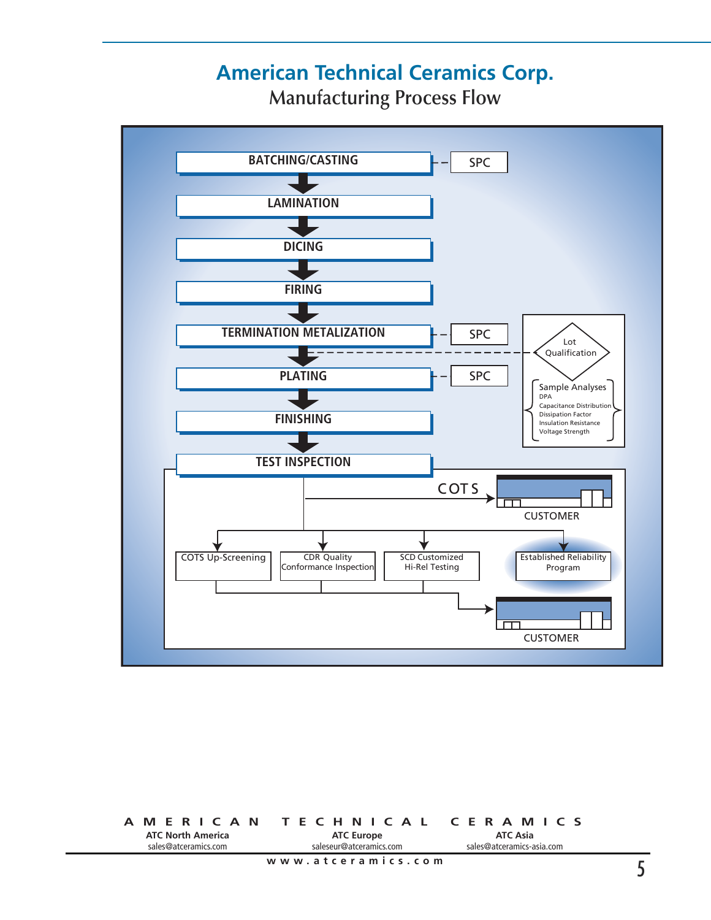# American Technical Ceramics Corp.

## Manufacturing Process Flow

BATCHING/CASTING — SPC

LAMINATION

DICING

FIRING

TERMINATION METALIZATION — SPC

Lot Qualification

Sample Analyses
- DPA
- Capacitance Distribution
- Dissipation Factor
- Insulation Resistance
- Voltage Strength

PLATING — SPC

FINISHING

TEST INSPECTION

COTS → CUSTOMER

- COTS Up-Screening
- CDR Quality Conformance Inspection
- SCD Customized Hi-Rel Testing
- Established Reliability Program

→ CUSTOMER

**AMERICAN TECHNICAL CERAMICS**

**ATC North America**
sales@atceramics.com

**ATC Europe**
saleseur@atceramics.com

**ATC Asia**
sales@atceramics-asia.com

www.atceramics.com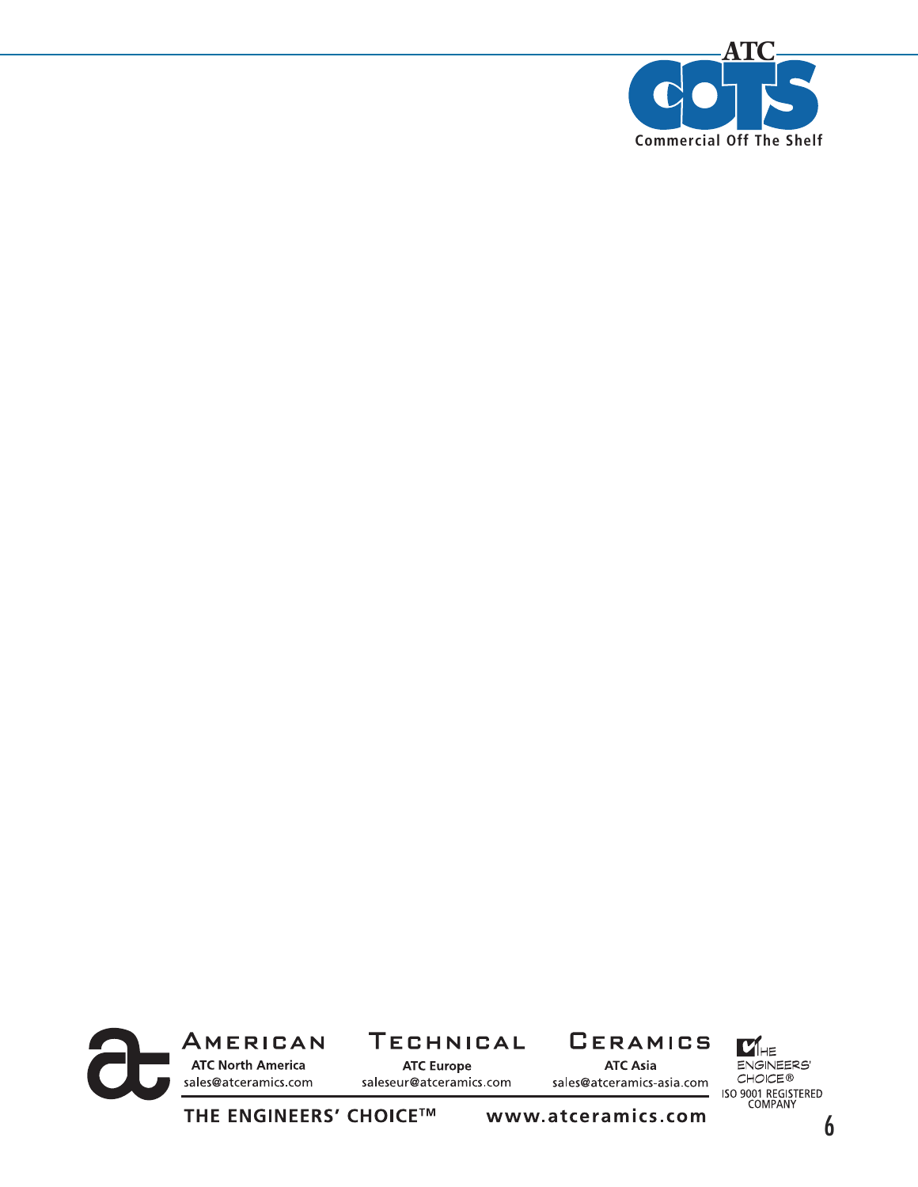ATC COTS

Commercial Off The Shelf

AMERICAN TECHNICAL CERAMICS

ATC North America
sales@atceramics.com

ATC Europe
saleseur@atceramics.com

ATC Asia
sales@atceramics-asia.com

THE ENGINEERS' CHOICE®
ISO 9001 REGISTERED COMPANY

THE ENGINEERS' CHOICE™ www.atceramics.com